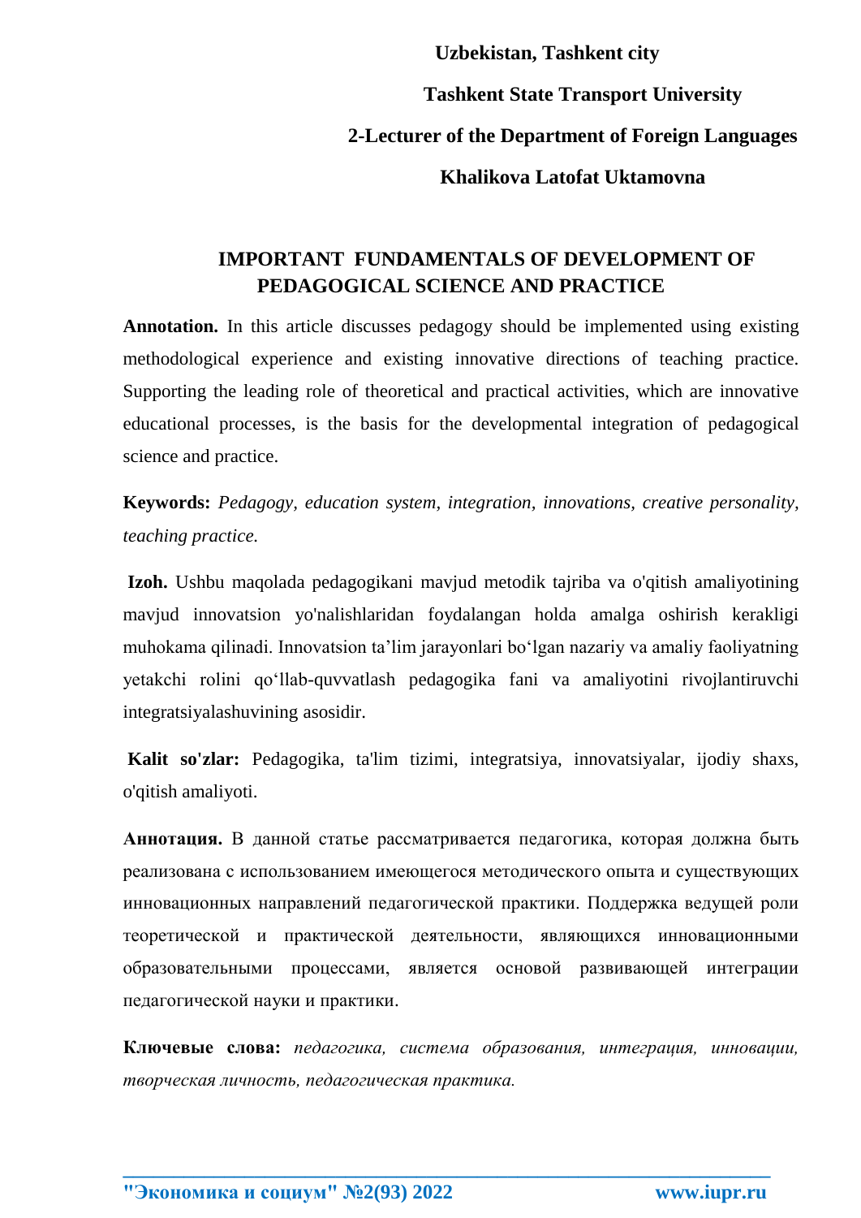**Uzbekistan, Tashkent city**

**Tashkent State Transport University**

**2-Lecturer of the Department of Foreign Languages**

**Khalikova Latofat Uktamovna**

# IMPORTANT FUNDAMENTALS OF DEVELOPMENT OF PEDAGOGICAL SCIENCE AND PRACTICE

**Annotation.** In this article discusses pedagogy should be implemented using existing methodological experience and existing innovative directions of teaching practice. Supporting the leading role of theoretical and practical activities, which are innovative educational processes, is the basis for the developmental integration of pedagogical science and practice.

**Keywords:** *Pedagogy, education system, integration, innovations, creative personality, teaching practice.*

**Izoh.** Ushbu maqolada pedagogikani mavjud metodik tajriba va o'qitish amaliyotining mavjud innovatsion yo'nalishlaridan foydalangan holda amalga oshirish kerakligi muhokama qilinadi. Innovatsion ta’lim jarayonlari bo‘lgan nazariy va amaliy faoliyatning yetakchi rolini qo‘llab-quvvatlash pedagogika fani va amaliyotini rivojlantiruvchi integratsiyalashuvining asosidir.

**Kalit so'zlar:** Pedagogika, ta'lim tizimi, integratsiya, innovatsiyalar, ijodiy shaxs, o'qitish amaliyoti.

**Аннотация.** В данной статье рассматривается педагогика, которая должна быть реализована с использованием имеющегося методического опыта и существующих инновационных направлений педагогической практики. Поддержка ведущей роли теоретической и практической деятельности, являющихся инновационными образовательными процессами, является основой развивающей интеграции педагогической науки и практики.

**Ключевые слова:** *педагогика, система образования, интеграция, инновации, творческая личность, педагогическая практика.*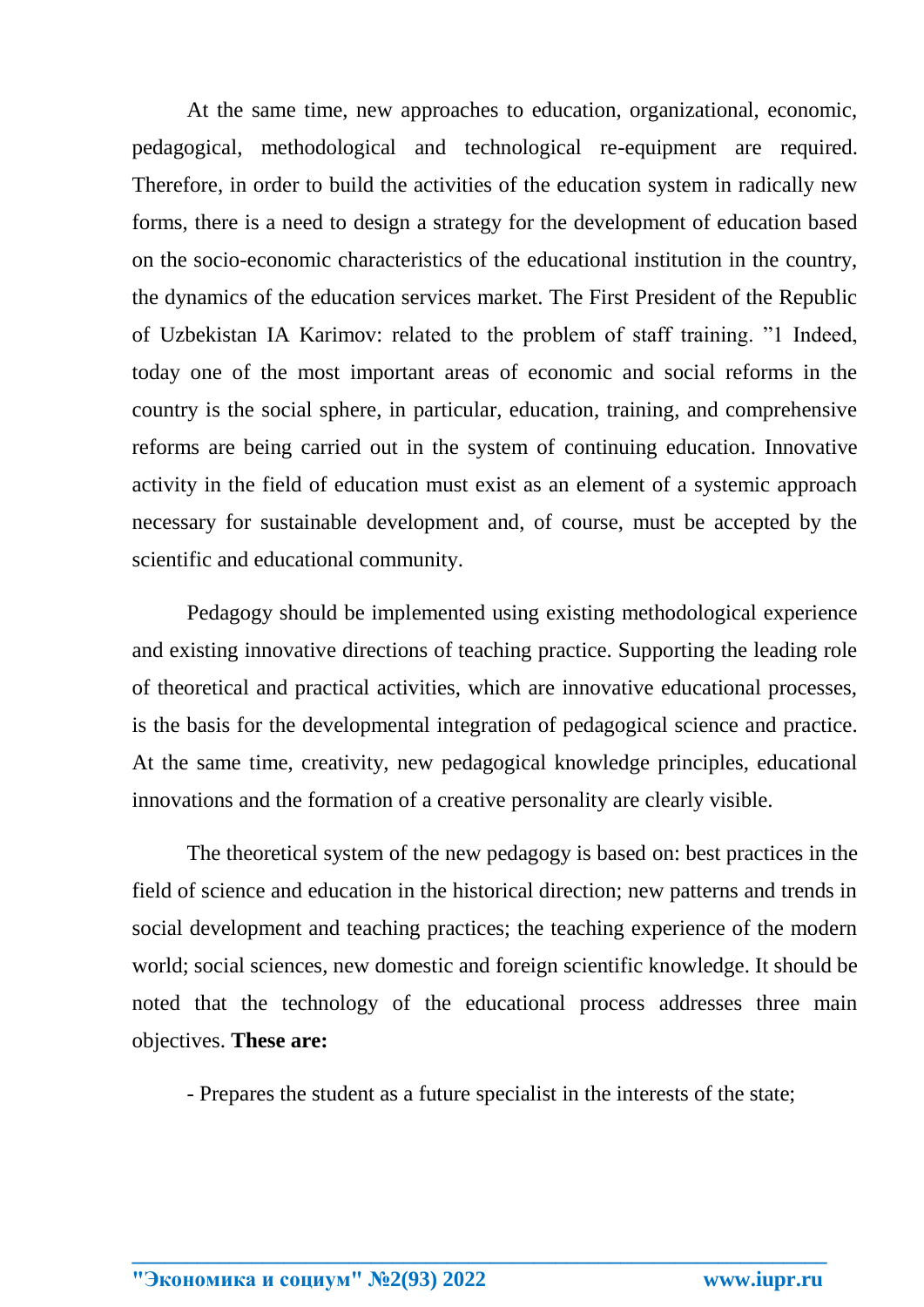At the same time, new approaches to education, organizational, economic, pedagogical, methodological and technological re-equipment are required. Therefore, in order to build the activities of the education system in radically new forms, there is a need to design a strategy for the development of education based on the socio-economic characteristics of the educational institution in the country, the dynamics of the education services market. The First President of the Republic of Uzbekistan IA Karimov: related to the problem of staff training. ”1 Indeed, today one of the most important areas of economic and social reforms in the country is the social sphere, in particular, education, training, and comprehensive reforms are being carried out in the system of continuing education. Innovative activity in the field of education must exist as an element of a systemic approach necessary for sustainable development and, of course, must be accepted by the scientific and educational community.

Pedagogy should be implemented using existing methodological experience and existing innovative directions of teaching practice. Supporting the leading role of theoretical and practical activities, which are innovative educational processes, is the basis for the developmental integration of pedagogical science and practice. At the same time, creativity, new pedagogical knowledge principles, educational innovations and the formation of a creative personality are clearly visible.

The theoretical system of the new pedagogy is based on: best practices in the field of science and education in the historical direction; new patterns and trends in social development and teaching practices; the teaching experience of the modern world; social sciences, new domestic and foreign scientific knowledge. It should be noted that the technology of the educational process addresses three main objectives. **These are:**

- Prepares the student as a future specialist in the interests of the state;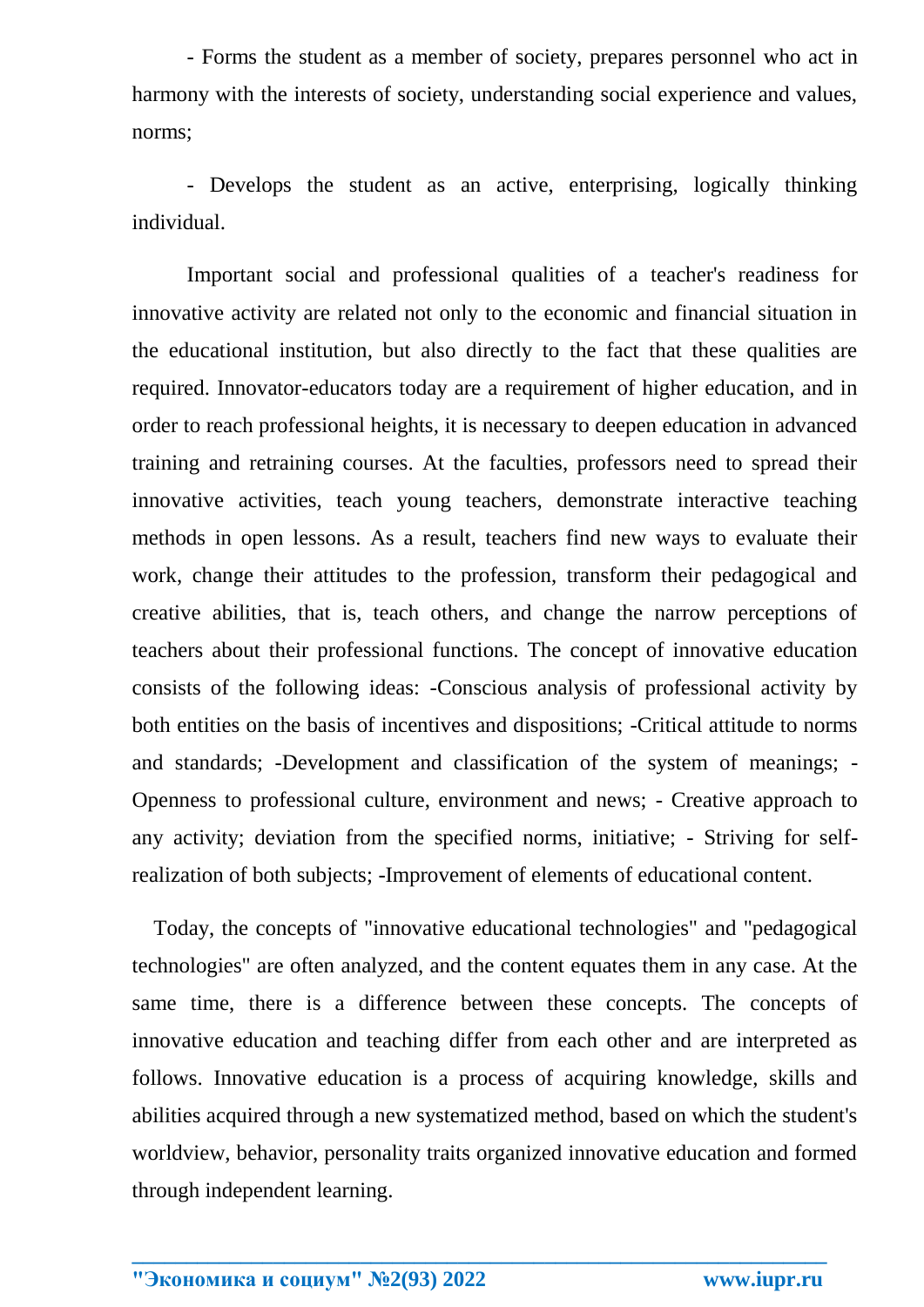- Forms the student as a member of society, prepares personnel who act in harmony with the interests of society, understanding social experience and values, norms;

- Develops the student as an active, enterprising, logically thinking individual.

Important social and professional qualities of a teacher's readiness for innovative activity are related not only to the economic and financial situation in the educational institution, but also directly to the fact that these qualities are required. Innovator-educators today are a requirement of higher education, and in order to reach professional heights, it is necessary to deepen education in advanced training and retraining courses. At the faculties, professors need to spread their innovative activities, teach young teachers, demonstrate interactive teaching methods in open lessons. As a result, teachers find new ways to evaluate their work, change their attitudes to the profession, transform their pedagogical and creative abilities, that is, teach others, and change the narrow perceptions of teachers about their professional functions. The concept of innovative education consists of the following ideas: -Conscious analysis of professional activity by both entities on the basis of incentives and dispositions; -Critical attitude to norms and standards; -Development and classification of the system of meanings; - Openness to professional culture, environment and news; - Creative approach to any activity; deviation from the specified norms, initiative; - Striving for self-realization of both subjects; -Improvement of elements of educational content.

Today, the concepts of "innovative educational technologies" and "pedagogical technologies" are often analyzed, and the content equates them in any case. At the same time, there is a difference between these concepts. The concepts of innovative education and teaching differ from each other and are interpreted as follows. Innovative education is a process of acquiring knowledge, skills and abilities acquired through a new systematized method, based on which the student's worldview, behavior, personality traits organized innovative education and formed through independent learning.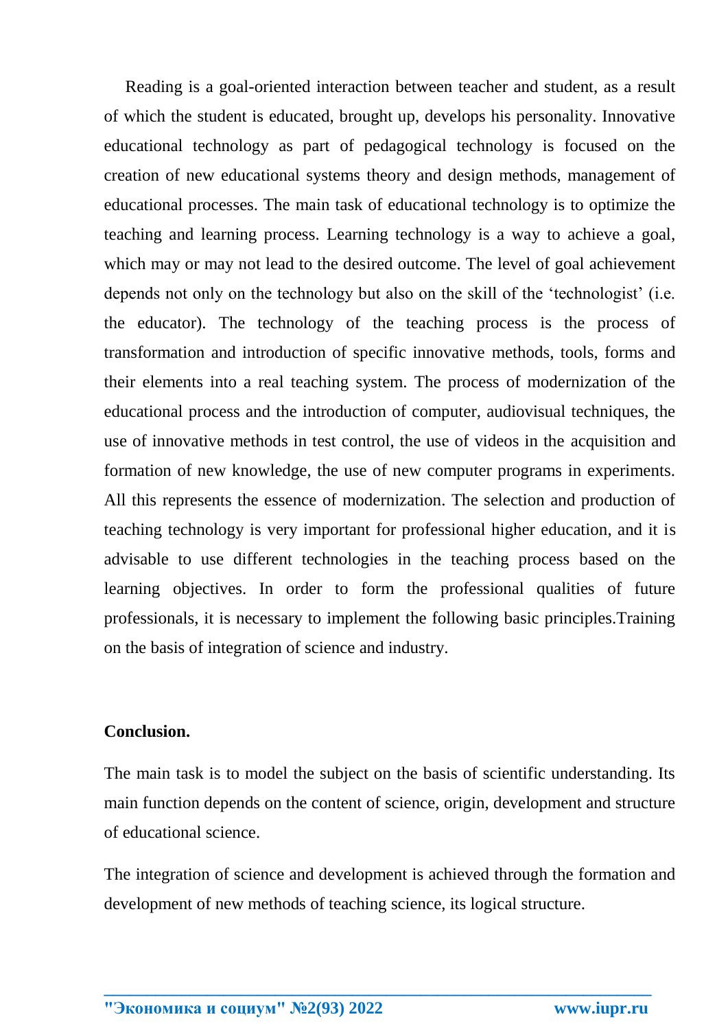Reading is a goal-oriented interaction between teacher and student, as a result of which the student is educated, brought up, develops his personality. Innovative educational technology as part of pedagogical technology is focused on the creation of new educational systems theory and design methods, management of educational processes. The main task of educational technology is to optimize the teaching and learning process. Learning technology is a way to achieve a goal, which may or may not lead to the desired outcome. The level of goal achievement depends not only on the technology but also on the skill of the 'technologist' (i.e. the educator). The technology of the teaching process is the process of transformation and introduction of specific innovative methods, tools, forms and their elements into a real teaching system. The process of modernization of the educational process and the introduction of computer, audiovisual techniques, the use of innovative methods in test control, the use of videos in the acquisition and formation of new knowledge, the use of new computer programs in experiments. All this represents the essence of modernization. The selection and production of teaching technology is very important for professional higher education, and it is advisable to use different technologies in the teaching process based on the learning objectives. In order to form the professional qualities of future professionals, it is necessary to implement the following basic principles.Training on the basis of integration of science and industry.

**Conclusion.**

The main task is to model the subject on the basis of scientific understanding. Its main function depends on the content of science, origin, development and structure of educational science.

The integration of science and development is achieved through the formation and development of new methods of teaching science, its logical structure.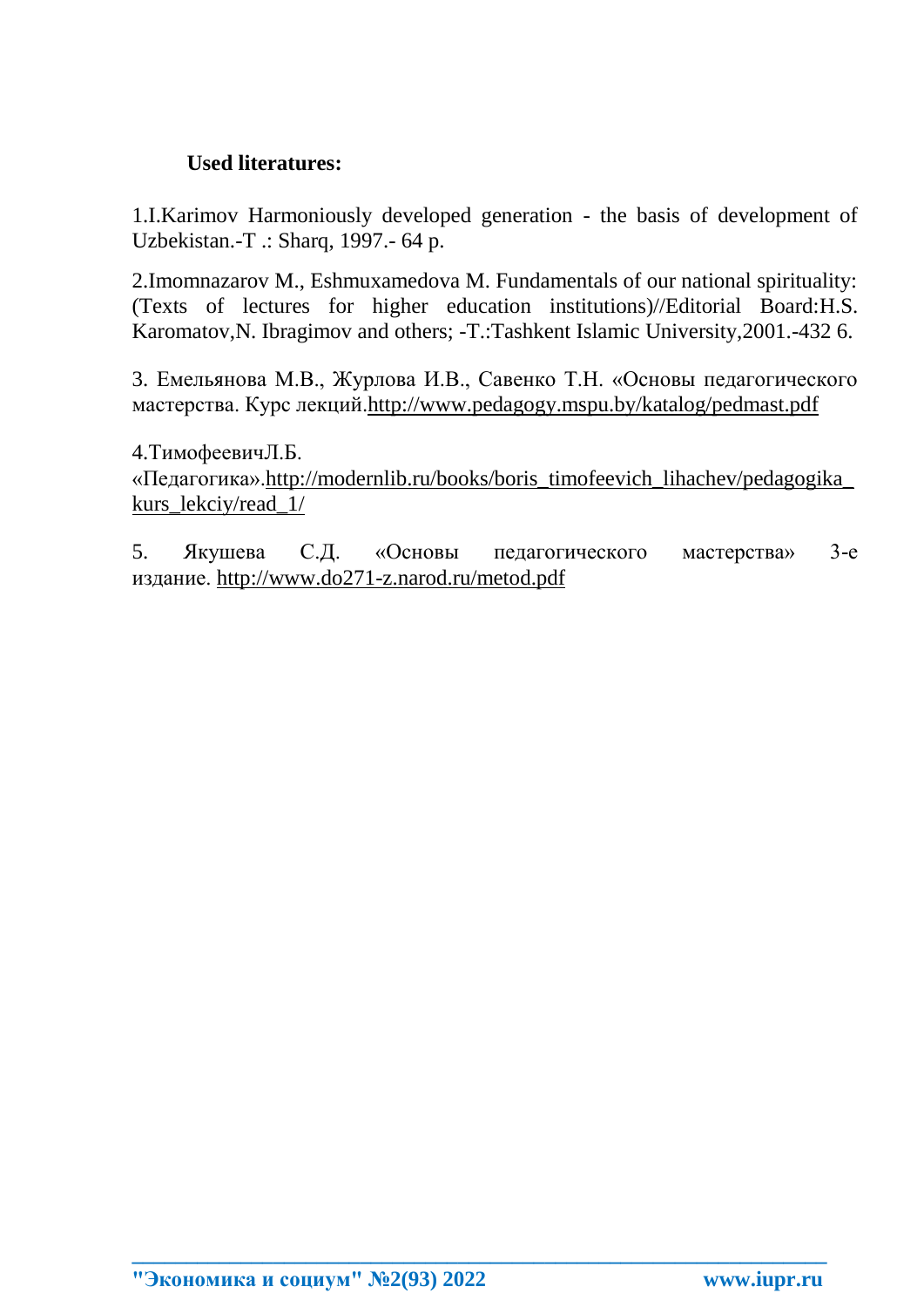**Used literatures:**

1.I.Karimov Harmoniously developed generation - the basis of development of Uzbekistan.-T .: Sharq, 1997.- 64 p.

2.Imomnazarov M., Eshmuxamedova M. Fundamentals of our national spirituality: (Texts of lectures for higher education institutions)//Editorial Board:H.S. Karomatov,N. Ibragimov and others; -T.:Tashkent Islamic University,2001.-432 6.

3. Емельянова М.В., Журлова И.В., Савенко Т.Н. «Основы педагогического мастерства. Курс лекций.http://www.pedagogy.mspu.by/katalog/pedmast.pdf

4.ТимофеевичЛ.Б. «Педагогика».http://modernlib.ru/books/boris_timofeevich_lihachev/pedagogika_kurs_lekciy/read_1/

5. Якушева С.Д. «Основы педагогического мастерства» 3-е издание. http://www.do271-z.narod.ru/metod.pdf